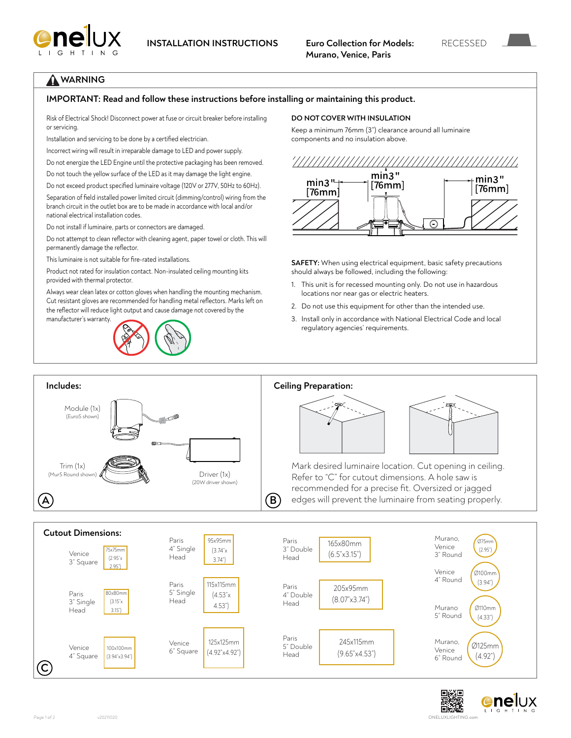INSTALLATION INSTRUCTIONS

**Euro Collection for Models: Murano, Venice, Paris**

RECESSED

## ⚠ WARNING

### IMPORTANT: Read and follow these instructions before installing or maintaining this product.

Risk of Electrical Shock! Disconnect power at fuse or circuit breaker before installing or servicing.

Installation and servicing to be done by a certified electrician.

Incorrect wiring will result in irreparable damage to LED and power supply.

Do not energize the LED Engine until the protective packaging has been removed.

Do not touch the yellow surface of the LED as it may damage the light engine.

Do not exceed product specified luminaire voltage (120V or 277V, 50Hz to 60Hz).

Separation of field installed power limited circuit (dimming/control) wiring from the branch circuit in the outlet box are to be made in accordance with local and/or national electrical installation codes.

Do not install if luminaire, parts or connectors are damaged.

Do not attempt to clean reflector with cleaning agent, paper towel or cloth. This will permanently damage the reflector.

This luminaire is not suitable for fire-rated installations.

Product not rated for insulation contact. Non-insulated ceiling mounting kits provided with thermal protector.

Always wear clean latex or cotton gloves when handling the mounting mechanism. Cut resistant gloves are recommended for handling metal reflectors. Marks left on the reflector will reduce light output and cause damage not covered by the manufacturer's warranty.

**DO NOT COVER WITH INSULATION**

Keep a minimum 76mm (3") clearance around all luminaire components and no insulation above.

min3" [76mm] min3" [76mm] min3" [76mm]

**SAFETY:** When using electrical equipment, basic safety precautions should always be followed, including the following:

1. This unit is for recessed mounting only. Do not use in hazardous locations nor near gas or electric heaters.
2. Do not use this equipment for other than the intended use.
3. Install only in accordance with National Electrical Code and local regulatory agencies' requirements.

## Includes: (A)

Module (1x) (Euro5 shown)

Trim (1x) (Mur5 Round shown)

Driver (1x) (20W driver shown)

## Ceiling Preparation: (B)

Mark desired luminaire location. Cut opening in ceiling. Refer to "C" for cutout dimensions. A hole saw is recommended for a precise fit. Oversized or jagged edges will prevent the luminaire from seating properly.

## Cutout Dimensions: (C)

| Model | Cutout |
|---|---|
| Venice 3" Square | 75x75mm (2.95"x 2.95") |
| Paris 3" Single Head | 80x80mm (3.15"x 3.15") |
| Venice 4" Square | 100x100mm (3.94"x3.94") |
| Paris 4" Single Head | 95x95mm (3.74"x 3.74") |
| Paris 5" Single Head | 115x115mm (4.53"x 4.53") |
| Venice 6" Square | 125x125mm (4.92"x4.92") |
| Paris 3" Double Head | 165x80mm (6.5"x3.15") |
| Paris 4" Double Head | 205x95mm (8.07"x3.74") |
| Paris 5" Double Head | 245x115mm (9.65"x4.53") |
| Murano, Venice 3" Round | Ø75mm (2.95") |
| Venice 4" Round | Ø100mm (3.94") |
| Murano 5" Round | Ø110mm (4.33") |
| Murano, Venice 6" Round | Ø125mm (4.92") |

ONELUXLIGHTING.com

v20211020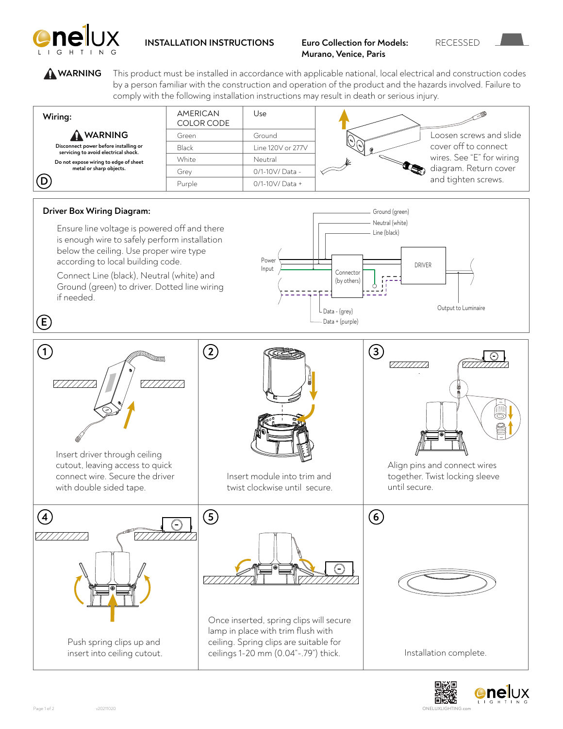# INSTALLATION INSTRUCTIONS

**Euro Collection for Models: Murano, Venice, Paris**

RECESSED

**WARNING** This product must be installed in accordance with applicable national, local electrical and construction codes by a person familiar with the construction and operation of the product and the hazards involved. Failure to comply with the following installation instructions may result in death or serious injury.

## Wiring:

**WARNING**

**Disconnect power before installing or servicing to avoid electrical shock.**

**Do not expose wiring to edge of sheet metal or sharp objects.**

(D)

| AMERICAN COLOR CODE | Use |
|---|---|
| Green | Ground |
| Black | Line 120V or 277V |
| White | Neutral |
| Grey | 0/1-10V/ Data - |
| Purple | 0/1-10V/ Data + |

Loosen screws and slide cover off to connect wires. See "E" for wiring diagram. Return cover and tighten screws.

## Driver Box Wiring Diagram:

Ensure line voltage is powered off and there is enough wire to safely perform installation below the ceiling. Use proper wire type according to local building code.

Connect Line (black), Neutral (white) and Ground (green) to driver. Dotted line wiring if needed.

Ground (green)
Neutral (white)
Line (black)
Power Input
Connector (by others)
DRIVER
Output to Luminaire
Data - (grey)
Data + (purple)

(E)

1. Insert driver through ceiling cutout, leaving access to quick connect wire. Secure the driver with double sided tape.
2. Insert module into trim and twist clockwise until secure.
3. Align pins and connect wires together. Twist locking sleeve until secure.
4. Push spring clips up and insert into ceiling cutout.
5. Once inserted, spring clips will secure lamp in place with trim flush with ceiling. Spring clips are suitable for ceilings 1-20 mm (0.04"-.79") thick.
6. Installation complete.

ONELUXLIGHTING.com

v20211020